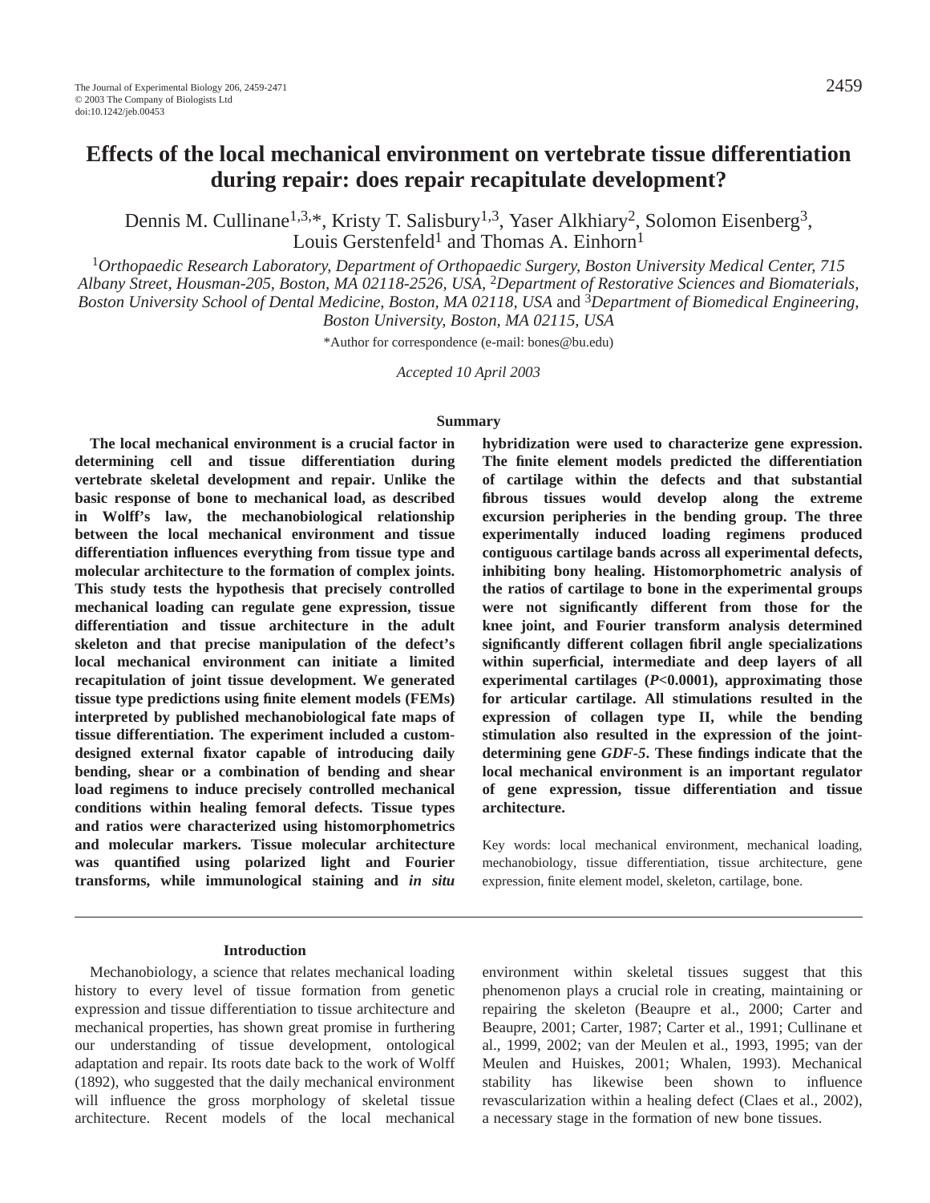# Effects of the local mechanical environment on vertebrate tissue differentiation during repair: does repair recapitulate development?

Dennis M. Cullinane[1,3,*], Kristy T. Salisbury[1,3], Yaser Alkhiary[2], Solomon Eisenberg[3], Louis Gerstenfeld[1] and Thomas A. Einhorn[1]

[1]*Orthopaedic Research Laboratory, Department of Orthopaedic Surgery, Boston University Medical Center, 715 Albany Street, Housman-205, Boston, MA 02118-2526, USA,* [2]*Department of Restorative Sciences and Biomaterials, Boston University School of Dental Medicine, Boston, MA 02118, USA* and [3]*Department of Biomedical Engineering, Boston University, Boston, MA 02115, USA*

*Author for correspondence (e-mail: bones@bu.edu)

*Accepted 10 April 2003*

## Summary

**The local mechanical environment is a crucial factor in determining cell and tissue differentiation during vertebrate skeletal development and repair. Unlike the basic response of bone to mechanical load, as described in Wolff's law, the mechanobiological relationship between the local mechanical environment and tissue differentiation influences everything from tissue type and molecular architecture to the formation of complex joints. This study tests the hypothesis that precisely controlled mechanical loading can regulate gene expression, tissue differentiation and tissue architecture in the adult skeleton and that precise manipulation of the defect's local mechanical environment can initiate a limited recapitulation of joint tissue development. We generated tissue type predictions using finite element models (FEMs) interpreted by published mechanobiological fate maps of tissue differentiation. The experiment included a custom-designed external fixator capable of introducing daily bending, shear or a combination of bending and shear load regimens to induce precisely controlled mechanical conditions within healing femoral defects. Tissue types and ratios were characterized using histomorphometrics and molecular markers. Tissue molecular architecture was quantified using polarized light and Fourier transforms, while immunological staining and *in situ* hybridization were used to characterize gene expression. The finite element models predicted the differentiation of cartilage within the defects and that substantial fibrous tissues would develop along the extreme excursion peripheries in the bending group. The three experimentally induced loading regimens produced contiguous cartilage bands across all experimental defects, inhibiting bony healing. Histomorphometric analysis of the ratios of cartilage to bone in the experimental groups were not significantly different from those for the knee joint, and Fourier transform analysis determined significantly different collagen fibril angle specializations within superficial, intermediate and deep layers of all experimental cartilages ($P<0.0001$), approximating those for articular cartilage. All stimulations resulted in the expression of collagen type II, while the bending stimulation also resulted in the expression of the joint-determining gene *GDF-5*. These findings indicate that the local mechanical environment is an important regulator of gene expression, tissue differentiation and tissue architecture.**

Key words: local mechanical environment, mechanical loading, mechanobiology, tissue differentiation, tissue architecture, gene expression, finite element model, skeleton, cartilage, bone.

## Introduction

Mechanobiology, a science that relates mechanical loading history to every level of tissue formation from genetic expression and tissue differentiation to tissue architecture and mechanical properties, has shown great promise in furthering our understanding of tissue development, ontological adaptation and repair. Its roots date back to the work of Wolff (1892), who suggested that the daily mechanical environment will influence the gross morphology of skeletal tissue architecture. Recent models of the local mechanical environment within skeletal tissues suggest that this phenomenon plays a crucial role in creating, maintaining or repairing the skeleton (Beaupre et al., 2000; Carter and Beaupre, 2001; Carter, 1987; Carter et al., 1991; Cullinane et al., 1999, 2002; van der Meulen et al., 1993, 1995; van der Meulen and Huiskes, 2001; Whalen, 1993). Mechanical stability has likewise been shown to influence revascularization within a healing defect (Claes et al., 2002), a necessary stage in the formation of new bone tissues.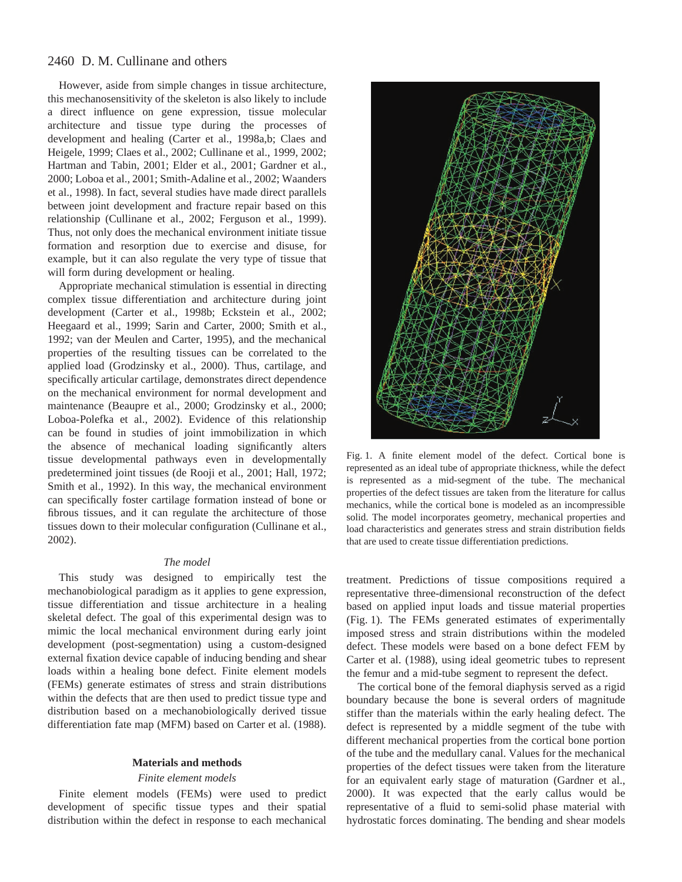However, aside from simple changes in tissue architecture, this mechanosensitivity of the skeleton is also likely to include a direct influence on gene expression, tissue molecular architecture and tissue type during the processes of development and healing (Carter et al., 1998a,b; Claes and Heigele, 1999; Claes et al., 2002; Cullinane et al., 1999, 2002; Hartman and Tabin, 2001; Elder et al., 2001; Gardner et al., 2000; Loboa et al., 2001; Smith-Adaline et al., 2002; Waanders et al., 1998). In fact, several studies have made direct parallels between joint development and fracture repair based on this relationship (Cullinane et al., 2002; Ferguson et al., 1999). Thus, not only does the mechanical environment initiate tissue formation and resorption due to exercise and disuse, for example, but it can also regulate the very type of tissue that will form during development or healing.

Appropriate mechanical stimulation is essential in directing complex tissue differentiation and architecture during joint development (Carter et al., 1998b; Eckstein et al., 2002; Heegaard et al., 1999; Sarin and Carter, 2000; Smith et al., 1992; van der Meulen and Carter, 1995), and the mechanical properties of the resulting tissues can be correlated to the applied load (Grodzinsky et al., 2000). Thus, cartilage, and specifically articular cartilage, demonstrates direct dependence on the mechanical environment for normal development and maintenance (Beaupre et al., 2000; Grodzinsky et al., 2000; Loboa-Polefka et al., 2002). Evidence of this relationship can be found in studies of joint immobilization in which the absence of mechanical loading significantly alters tissue developmental pathways even in developmentally predetermined joint tissues (de Rooji et al., 2001; Hall, 1972; Smith et al., 1992). In this way, the mechanical environment can specifically foster cartilage formation instead of bone or fibrous tissues, and it can regulate the architecture of those tissues down to their molecular configuration (Cullinane et al., 2002).

### *The model*

This study was designed to empirically test the mechanobiological paradigm as it applies to gene expression, tissue differentiation and tissue architecture in a healing skeletal defect. The goal of this experimental design was to mimic the local mechanical environment during early joint development (post-segmentation) using a custom-designed external fixation device capable of inducing bending and shear loads within a healing bone defect. Finite element models (FEMs) generate estimates of stress and strain distributions within the defects that are then used to predict tissue type and distribution based on a mechanobiologically derived tissue differentiation fate map (MFM) based on Carter et al. (1988).

## Materials and methods

### *Finite element models*

Finite element models (FEMs) were used to predict development of specific tissue types and their spatial distribution within the defect in response to each mechanical treatment. Predictions of tissue compositions required a representative three-dimensional reconstruction of the defect based on applied input loads and tissue material properties (Fig. 1). The FEMs generated estimates of experimentally imposed stress and strain distributions within the modeled defect. These models were based on a bone defect FEM by Carter et al. (1988), using ideal geometric tubes to represent the femur and a mid-tube segment to represent the defect.

Fig. 1. A finite element model of the defect. Cortical bone is represented as an ideal tube of appropriate thickness, while the defect is represented as a mid-segment of the tube. The mechanical properties of the defect tissues are taken from the literature for callus mechanics, while the cortical bone is modeled as an incompressible solid. The model incorporates geometry, mechanical properties and load characteristics and generates stress and strain distribution fields that are used to create tissue differentiation predictions.

The cortical bone of the femoral diaphysis served as a rigid boundary because the bone is several orders of magnitude stiffer than the materials within the early healing defect. The defect is represented by a middle segment of the tube with different mechanical properties from the cortical bone portion of the tube and the medullary canal. Values for the mechanical properties of the defect tissues were taken from the literature for an equivalent early stage of maturation (Gardner et al., 2000). It was expected that the early callus would be representative of a fluid to semi-solid phase material with hydrostatic forces dominating. The bending and shear models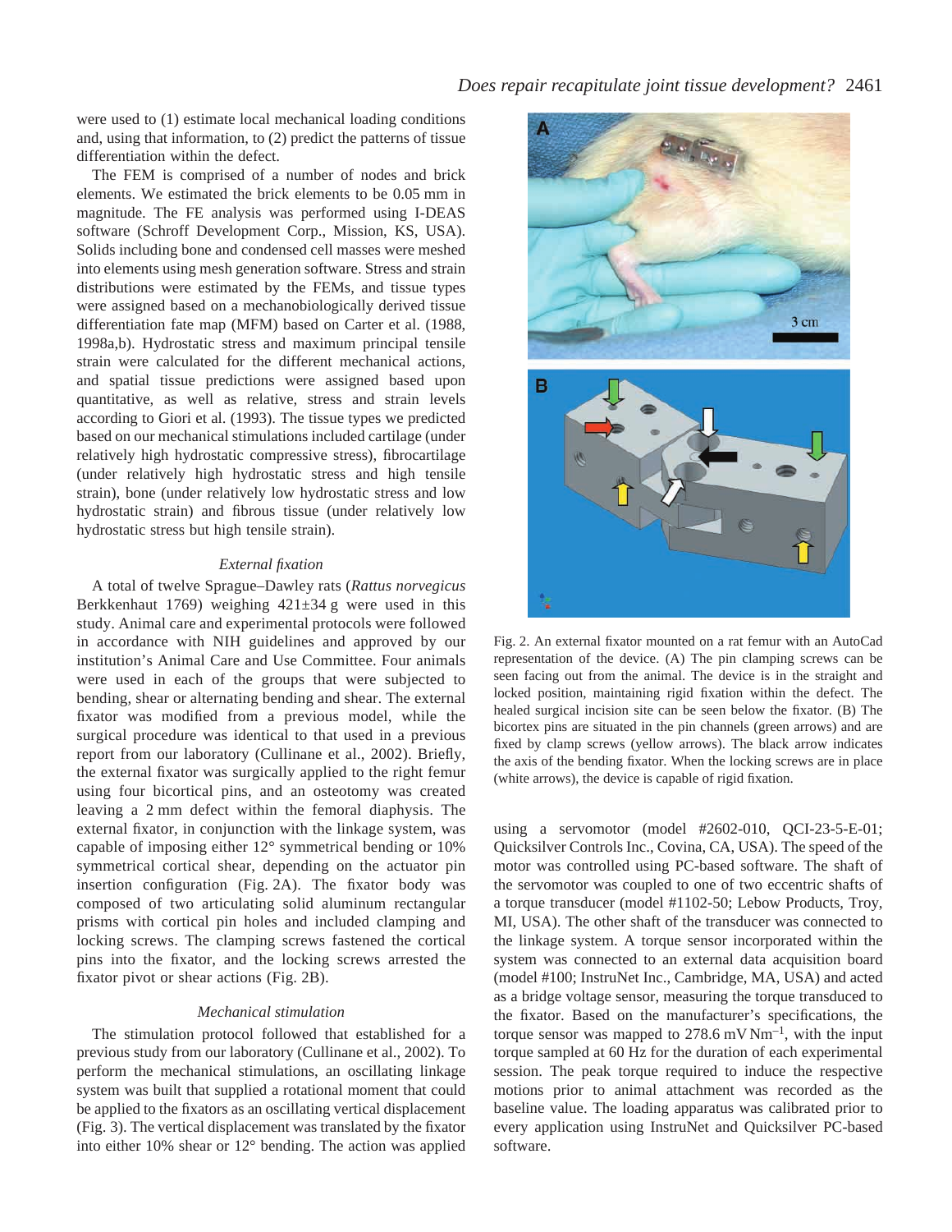were used to (1) estimate local mechanical loading conditions and, using that information, to (2) predict the patterns of tissue differentiation within the defect.

The FEM is comprised of a number of nodes and brick elements. We estimated the brick elements to be 0.05 mm in magnitude. The FE analysis was performed using I-DEAS software (Schroff Development Corp., Mission, KS, USA). Solids including bone and condensed cell masses were meshed into elements using mesh generation software. Stress and strain distributions were estimated by the FEMs, and tissue types were assigned based on a mechanobiologically derived tissue differentiation fate map (MFM) based on Carter et al. (1988, 1998a,b). Hydrostatic stress and maximum principal tensile strain were calculated for the different mechanical actions, and spatial tissue predictions were assigned based upon quantitative, as well as relative, stress and strain levels according to Giori et al. (1993). The tissue types we predicted based on our mechanical stimulations included cartilage (under relatively high hydrostatic compressive stress), fibrocartilage (under relatively high hydrostatic stress and high tensile strain), bone (under relatively low hydrostatic stress and low hydrostatic strain) and fibrous tissue (under relatively low hydrostatic stress but high tensile strain).

### *External fixation*

A total of twelve Sprague–Dawley rats (*Rattus norvegicus* Berkkenhaut 1769) weighing 421±34 g were used in this study. Animal care and experimental protocols were followed in accordance with NIH guidelines and approved by our institution's Animal Care and Use Committee. Four animals were used in each of the groups that were subjected to bending, shear or alternating bending and shear. The external fixator was modified from a previous model, while the surgical procedure was identical to that used in a previous report from our laboratory (Cullinane et al., 2002). Briefly, the external fixator was surgically applied to the right femur using four bicortical pins, and an osteotomy was created leaving a 2 mm defect within the femoral diaphysis. The external fixator, in conjunction with the linkage system, was capable of imposing either 12° symmetrical bending or 10% symmetrical cortical shear, depending on the actuator pin insertion configuration (Fig. 2A). The fixator body was composed of two articulating solid aluminum rectangular prisms with cortical pin holes and included clamping and locking screws. The clamping screws fastened the cortical pins into the fixator, and the locking screws arrested the fixator pivot or shear actions (Fig. 2B).

Fig. 2. An external fixator mounted on a rat femur with an AutoCad representation of the device. (A) The pin clamping screws can be seen facing out from the animal. The device is in the straight and locked position, maintaining rigid fixation within the defect. The healed surgical incision site can be seen below the fixator. (B) The bicortex pins are situated in the pin channels (green arrows) and are fixed by clamp screws (yellow arrows). The black arrow indicates the axis of the bending fixator. When the locking screws are in place (white arrows), the device is capable of rigid fixation.

### *Mechanical stimulation*

The stimulation protocol followed that established for a previous study from our laboratory (Cullinane et al., 2002). To perform the mechanical stimulations, an oscillating linkage system was built that supplied a rotational moment that could be applied to the fixators as an oscillating vertical displacement (Fig. 3). The vertical displacement was translated by the fixator into either 10% shear or 12° bending. The action was applied using a servomotor (model #2602-010, QCI-23-5-E-01; Quicksilver Controls Inc., Covina, CA, USA). The speed of the motor was controlled using PC-based software. The shaft of the servomotor was coupled to one of two eccentric shafts of a torque transducer (model #1102-50; Lebow Products, Troy, MI, USA). The other shaft of the transducer was connected to the linkage system. A torque sensor incorporated within the system was connected to an external data acquisition board (model #100; InstruNet Inc., Cambridge, MA, USA) and acted as a bridge voltage sensor, measuring the torque transduced to the fixator. Based on the manufacturer's specifications, the torque sensor was mapped to 278.6 mV $Nm^{-1}$, with the input torque sampled at 60 Hz for the duration of each experimental session. The peak torque required to induce the respective motions prior to animal attachment was recorded as the baseline value. The loading apparatus was calibrated prior to every application using InstruNet and Quicksilver PC-based software.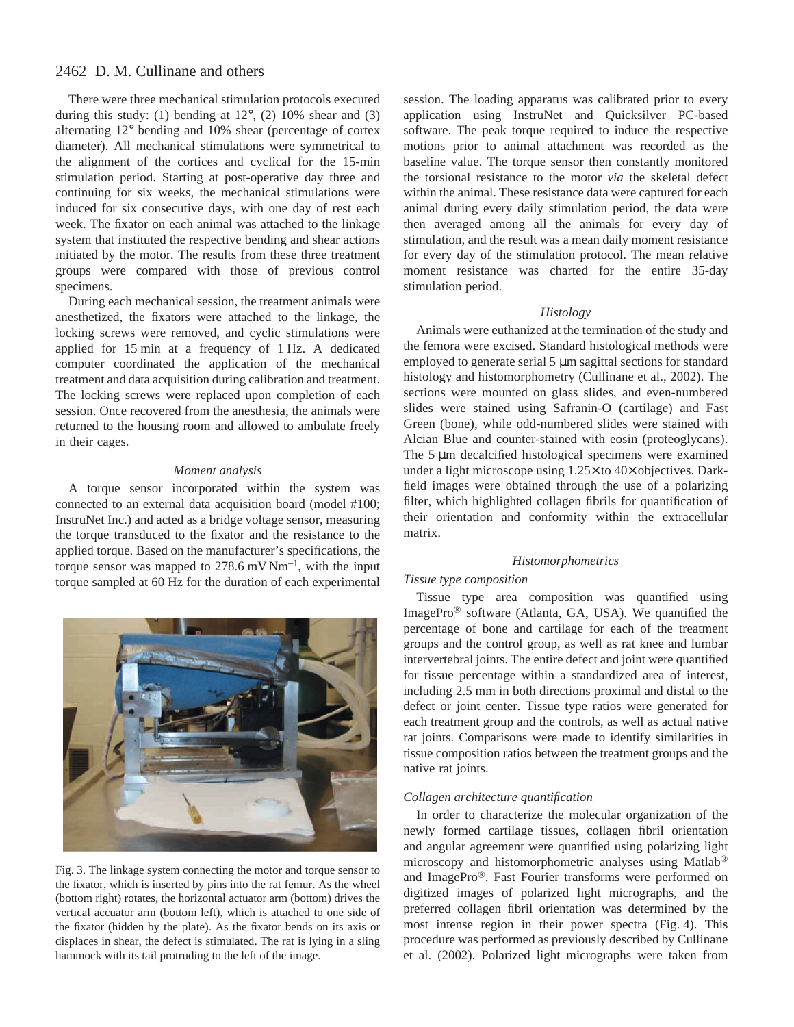There were three mechanical stimulation protocols executed during this study: (1) bending at 12°, (2) 10% shear and (3) alternating 12° bending and 10% shear (percentage of cortex diameter). All mechanical stimulations were symmetrical to the alignment of the cortices and cyclical for the 15-min stimulation period. Starting at post-operative day three and continuing for six weeks, the mechanical stimulations were induced for six consecutive days, with one day of rest each week. The fixator on each animal was attached to the linkage system that instituted the respective bending and shear actions initiated by the motor. The results from these three treatment groups were compared with those of previous control specimens.

During each mechanical session, the treatment animals were anesthetized, the fixators were attached to the linkage, the locking screws were removed, and cyclic stimulations were applied for 15 min at a frequency of 1 Hz. A dedicated computer coordinated the application of the mechanical treatment and data acquisition during calibration and treatment. The locking screws were replaced upon completion of each session. Once recovered from the anesthesia, the animals were returned to the housing room and allowed to ambulate freely in their cages.

### *Moment analysis*

A torque sensor incorporated within the system was connected to an external data acquisition board (model #100; InstruNet Inc.) and acted as a bridge voltage sensor, measuring the torque transduced to the fixator and the resistance to the applied torque. Based on the manufacturer's specifications, the torque sensor was mapped to 278.6 mV $Nm^{-1}$, with the input torque sampled at 60 Hz for the duration of each experimental session. The loading apparatus was calibrated prior to every application using InstruNet and Quicksilver PC-based software. The peak torque required to induce the respective motions prior to animal attachment was recorded as the baseline value. The torque sensor then constantly monitored the torsional resistance to the motor *via* the skeletal defect within the animal. These resistance data were captured for each animal during every daily stimulation period, the data were then averaged among all the animals for every day of stimulation, and the result was a mean daily moment resistance for every day of the stimulation protocol. The mean relative moment resistance was charted for the entire 35-day stimulation period.

Fig. 3. The linkage system connecting the motor and torque sensor to the fixator, which is inserted by pins into the rat femur. As the wheel (bottom right) rotates, the horizontal actuator arm (bottom) drives the vertical accuator arm (bottom left), which is attached to one side of the fixator (hidden by the plate). As the fixator bends on its axis or displaces in shear, the defect is stimulated. The rat is lying in a sling hammock with its tail protruding to the left of the image.

### *Histology*

Animals were euthanized at the termination of the study and the femora were excised. Standard histological methods were employed to generate serial 5 μm sagittal sections for standard histology and histomorphometry (Cullinane et al., 2002). The sections were mounted on glass slides, and even-numbered slides were stained using Safranin-O (cartilage) and Fast Green (bone), while odd-numbered slides were stained with Alcian Blue and counter-stained with eosin (proteoglycans). The 5 μm decalcified histological specimens were examined under a light microscope using 1.25× to 40× objectives. Dark-field images were obtained through the use of a polarizing filter, which highlighted collagen fibrils for quantification of their orientation and conformity within the extracellular matrix.

### *Histomorphometrics*

#### *Tissue type composition*

Tissue type area composition was quantified using ImagePro® software (Atlanta, GA, USA). We quantified the percentage of bone and cartilage for each of the treatment groups and the control group, as well as rat knee and lumbar intervertebral joints. The entire defect and joint were quantified for tissue percentage within a standardized area of interest, including 2.5 mm in both directions proximal and distal to the defect or joint center. Tissue type ratios were generated for each treatment group and the controls, as well as actual native rat joints. Comparisons were made to identify similarities in tissue composition ratios between the treatment groups and the native rat joints.

#### *Collagen architecture quantification*

In order to characterize the molecular organization of the newly formed cartilage tissues, collagen fibril orientation and angular agreement were quantified using polarizing light microscopy and histomorphometric analyses using Matlab® and ImagePro®. Fast Fourier transforms were performed on digitized images of polarized light micrographs, and the preferred collagen fibril orientation was determined by the most intense region in their power spectra (Fig. 4). This procedure was performed as previously described by Cullinane et al. (2002). Polarized light micrographs were taken from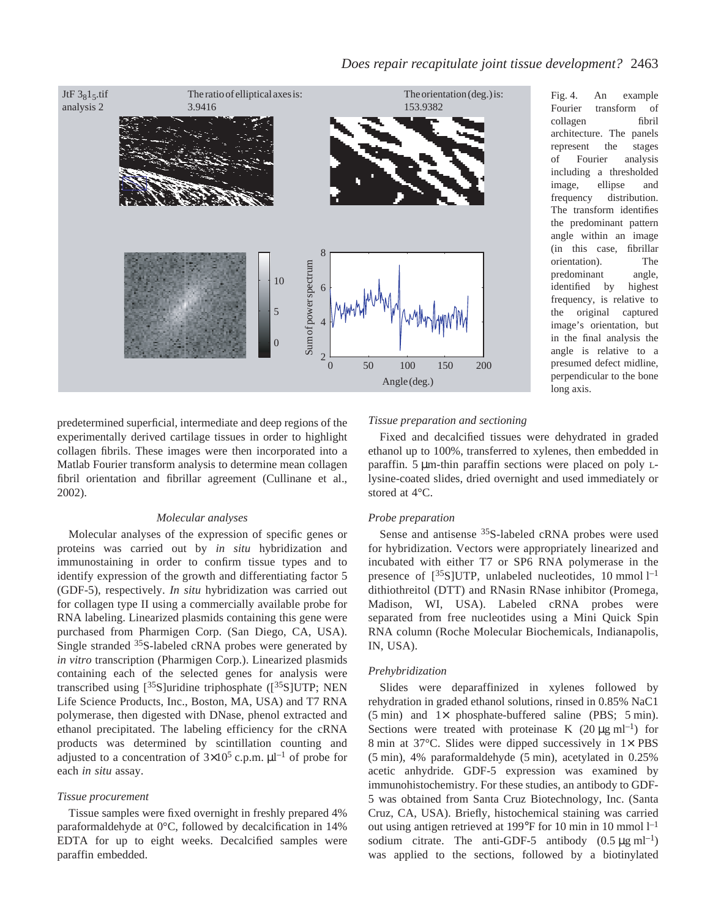Fig. 4. An example Fourier transform of collagen fibril architecture. The panels represent the stages of Fourier analysis including a thresholded image, ellipse and frequency distribution. The transform identifies the predominant pattern angle within an image (in this case, fibrillar orientation). The predominant angle, identified by highest frequency, is relative to the original captured image's orientation, but in the final analysis the angle is relative to a presumed defect midline, perpendicular to the bone long axis.

predetermined superficial, intermediate and deep regions of the experimentally derived cartilage tissues in order to highlight collagen fibrils. These images were then incorporated into a Matlab Fourier transform analysis to determine mean collagen fibril orientation and fibrillar agreement (Cullinane et al., 2002).

### *Molecular analyses*

Molecular analyses of the expression of specific genes or proteins was carried out by *in situ* hybridization and immunostaining in order to confirm tissue types and to identify expression of the growth and differentiating factor 5 (GDF-5), respectively. *In situ* hybridization was carried out for collagen type II using a commercially available probe for RNA labeling. Linearized plasmids containing this gene were purchased from Pharmigen Corp. (San Diego, CA, USA). Single stranded $^{35}$S-labeled cRNA probes were generated by *in vitro* transcription (Pharmigen Corp.). Linearized plasmids containing each of the selected genes for analysis were transcribed using [$^{35}$S]uridine triphosphate ([$^{35}$S]UTP; NEN Life Science Products, Inc., Boston, MA, USA) and T7 RNA polymerase, then digested with DNase, phenol extracted and ethanol precipitated. The labeling efficiency for the cRNA products was determined by scintillation counting and adjusted to a concentration of $3\times10^5$ c.p.m. $\mu l^{-1}$ of probe for each *in situ* assay.

### *Tissue procurement*

Tissue samples were fixed overnight in freshly prepared 4% paraformaldehyde at 0°C, followed by decalcification in 14% EDTA for up to eight weeks. Decalcified samples were paraffin embedded.

### *Tissue preparation and sectioning*

Fixed and decalcified tissues were dehydrated in graded ethanol up to 100%, transferred to xylenes, then embedded in paraffin. 5 μm-thin paraffin sections were placed on poly L-lysine-coated slides, dried overnight and used immediately or stored at 4°C.

### *Probe preparation*

Sense and antisense $^{35}$S-labeled cRNA probes were used for hybridization. Vectors were appropriately linearized and incubated with either T7 or SP6 RNA polymerase in the presence of [$^{35}$S]UTP, unlabeled nucleotides, 10 mmol $l^{-1}$ dithiothreitol (DTT) and RNasin RNase inhibitor (Promega, Madison, WI, USA). Labeled cRNA probes were separated from free nucleotides using a Mini Quick Spin RNA column (Roche Molecular Biochemicals, Indianapolis, IN, USA).

### *Prehybridization*

Slides were deparaffinized in xylenes followed by rehydration in graded ethanol solutions, rinsed in 0.85% NaC1 (5 min) and 1× phosphate-buffered saline (PBS; 5 min). Sections were treated with proteinase K (20 μg ml$^{-1}$) for 8 min at 37°C. Slides were dipped successively in 1× PBS (5 min), 4% paraformaldehyde (5 min), acetylated in 0.25% acetic anhydride. GDF-5 expression was examined by immunohistochemistry. For these studies, an antibody to GDF-5 was obtained from Santa Cruz Biotechnology, Inc. (Santa Cruz, CA, USA). Briefly, histochemical staining was carried out using antigen retrieved at 199°F for 10 min in 10 mmol $l^{-1}$ sodium citrate. The anti-GDF-5 antibody (0.5 μg ml$^{-1}$) was applied to the sections, followed by a biotinylated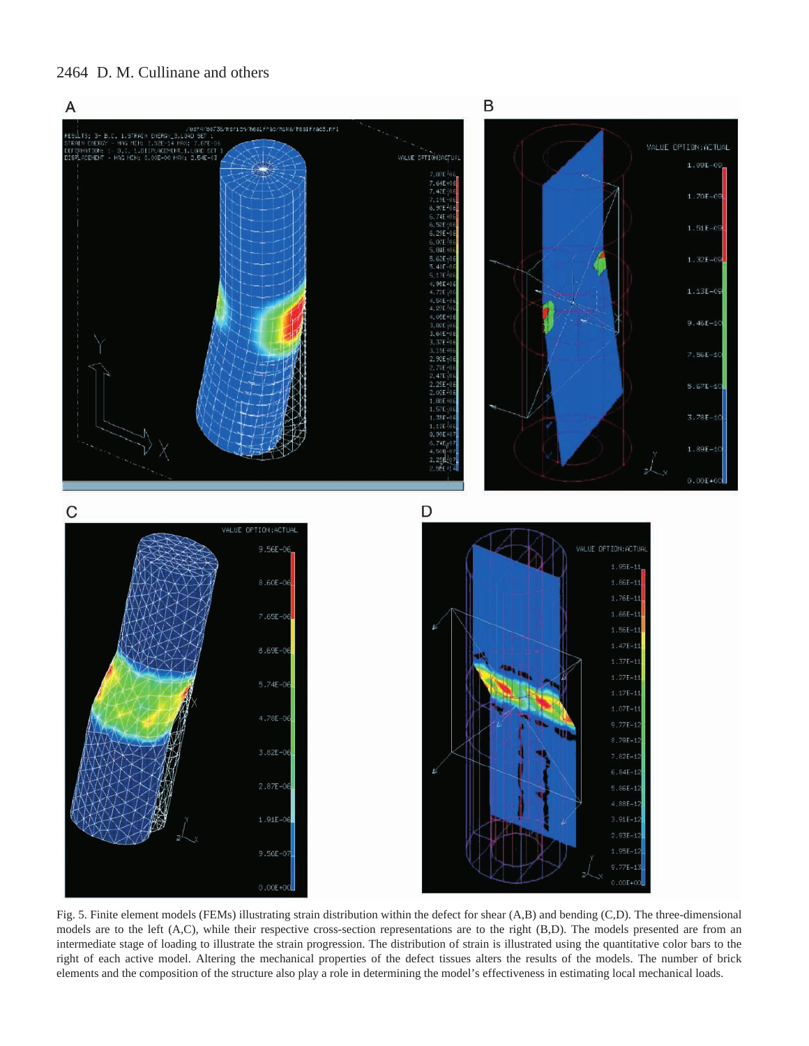Fig. 5. Finite element models (FEMs) illustrating strain distribution within the defect for shear (A,B) and bending (C,D). The three-dimensional models are to the left (A,C), while their respective cross-section representations are to the right (B,D). The models presented are from an intermediate stage of loading to illustrate the strain progression. The distribution of strain is illustrated using the quantitative color bars to the right of each active model. Altering the mechanical properties of the defect tissues alters the results of the models. The number of brick elements and the composition of the structure also play a role in determining the model's effectiveness in estimating local mechanical loads.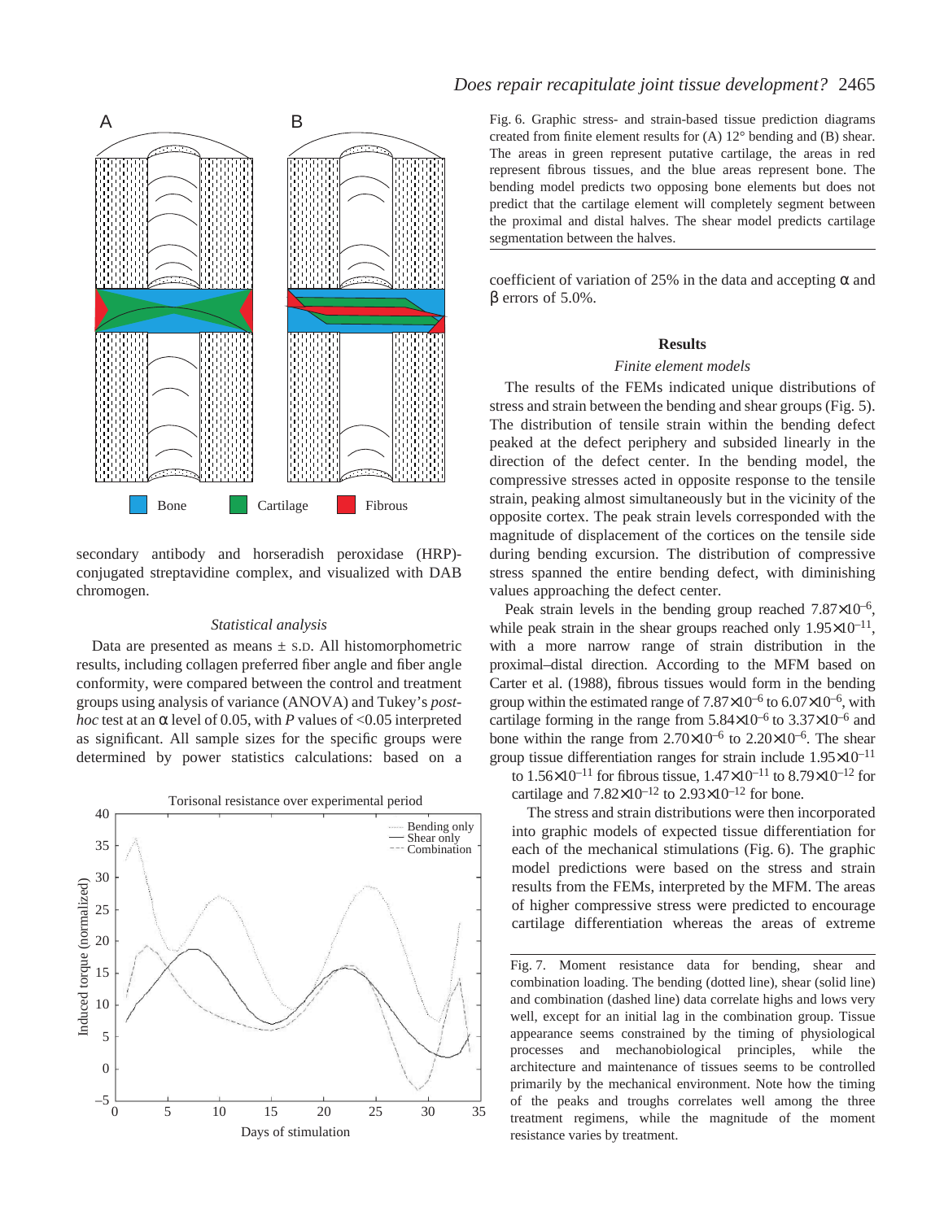Fig. 6. Graphic stress- and strain-based tissue prediction diagrams created from finite element results for (A) 12° bending and (B) shear. The areas in green represent putative cartilage, the areas in red represent fibrous tissues, and the blue areas represent bone. The bending model predicts two opposing bone elements but does not predict that the cartilage element will completely segment between the proximal and distal halves. The shear model predicts cartilage segmentation between the halves.

secondary antibody and horseradish peroxidase (HRP)-conjugated streptavidine complex, and visualized with DAB chromogen.

*Statistical analysis*

Data are presented as means ± S.D. All histomorphometric results, including collagen preferred fiber angle and fiber angle conformity, were compared between the control and treatment groups using analysis of variance (ANOVA) and Tukey's *post-hoc* test at an $\alpha$ level of 0.05, with $P$ values of $<0.05$ interpreted as significant. All sample sizes for the specific groups were determined by power statistics calculations: based on a coefficient of variation of 25% in the data and accepting $\alpha$ and $\beta$ errors of 5.0%.

## Results

*Finite element models*

The results of the FEMs indicated unique distributions of stress and strain between the bending and shear groups (Fig. 5). The distribution of tensile strain within the bending defect peaked at the defect periphery and subsided linearly in the direction of the defect center. In the bending model, the compressive stresses acted in opposite response to the tensile strain, peaking almost simultaneously but in the vicinity of the opposite cortex. The peak strain levels corresponded with the magnitude of displacement of the cortices on the tensile side during bending excursion. The distribution of compressive stress spanned the entire bending defect, with diminishing values approaching the defect center.

Peak strain levels in the bending group reached $7.87\times10^{-6}$, while peak strain in the shear groups reached only $1.95\times10^{-11}$, with a more narrow range of strain distribution in the proximal–distal direction. According to the MFM based on Carter et al. (1988), fibrous tissues would form in the bending group within the estimated range of $7.87\times10^{-6}$ to $6.07\times10^{-6}$, with cartilage forming in the range from $5.84\times10^{-6}$ to $3.37\times10^{-6}$ and bone within the range from $2.70\times10^{-6}$ to $2.20\times10^{-6}$. The shear group tissue differentiation ranges for strain include $1.95\times10^{-11}$ to $1.56\times10^{-11}$ for fibrous tissue, $1.47\times10^{-11}$ to $8.79\times10^{-12}$ for cartilage and $7.82\times10^{-12}$ to $2.93\times10^{-12}$ for bone.

The stress and strain distributions were then incorporated into graphic models of expected tissue differentiation for each of the mechanical stimulations (Fig. 6). The graphic model predictions were based on the stress and strain results from the FEMs, interpreted by the MFM. The areas of higher compressive stress were predicted to encourage cartilage differentiation whereas the areas of extreme

Fig. 7. Moment resistance data for bending, shear and combination loading. The bending (dotted line), shear (solid line) and combination (dashed line) data correlate highs and lows very well, except for an initial lag in the combination group. Tissue appearance seems constrained by the timing of physiological processes and mechanobiological principles, while the architecture and maintenance of tissues seems to be controlled primarily by the mechanical environment. Note how the timing of the peaks and troughs correlates well among the three treatment regimens, while the magnitude of the moment resistance varies by treatment.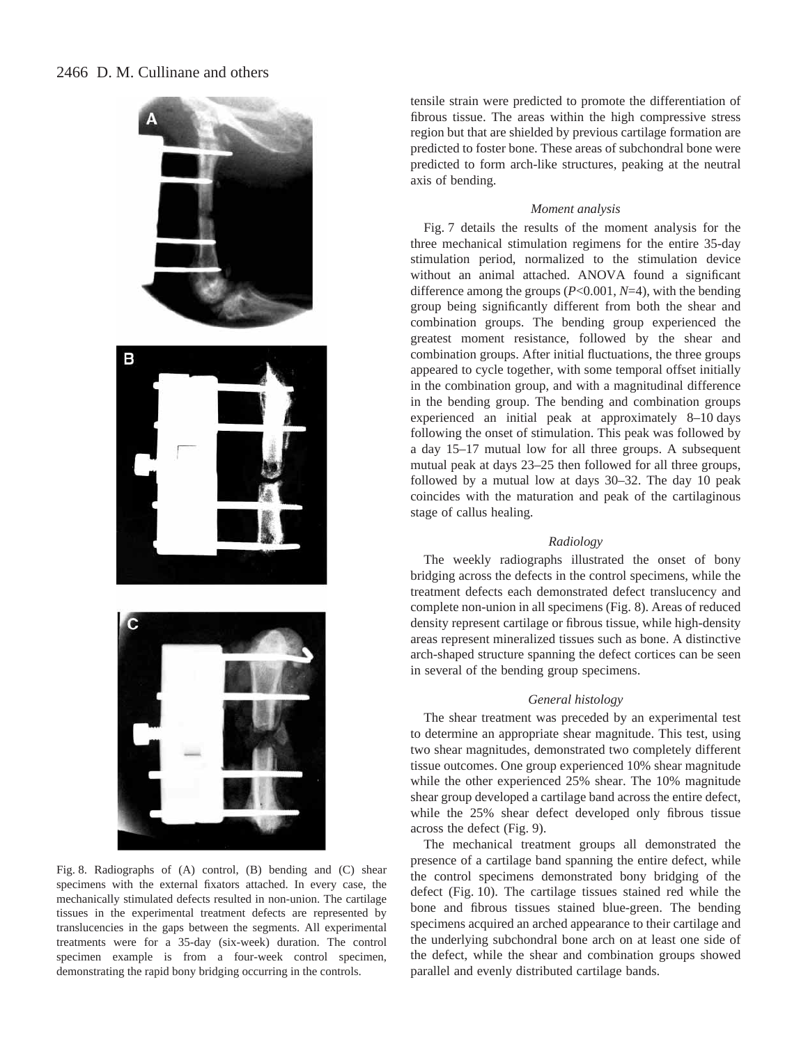Fig. 8. Radiographs of (A) control, (B) bending and (C) shear specimens with the external fixators attached. In every case, the mechanically stimulated defects resulted in non-union. The cartilage tissues in the experimental treatment defects are represented by translucencies in the gaps between the segments. All experimental treatments were for a 35-day (six-week) duration. The control specimen example is from a four-week control specimen, demonstrating the rapid bony bridging occurring in the controls.

tensile strain were predicted to promote the differentiation of fibrous tissue. The areas within the high compressive stress region but that are shielded by previous cartilage formation are predicted to foster bone. These areas of subchondral bone were predicted to form arch-like structures, peaking at the neutral axis of bending.

### *Moment analysis*

Fig. 7 details the results of the moment analysis for the three mechanical stimulation regimens for the entire 35-day stimulation period, normalized to the stimulation device without an animal attached. ANOVA found a significant difference among the groups ($P<0.001$, $N=4$), with the bending group being significantly different from both the shear and combination groups. The bending group experienced the greatest moment resistance, followed by the shear and combination groups. After initial fluctuations, the three groups appeared to cycle together, with some temporal offset initially in the combination group, and with a magnitudinal difference in the bending group. The bending and combination groups experienced an initial peak at approximately 8–10 days following the onset of stimulation. This peak was followed by a day 15–17 mutual low for all three groups. A subsequent mutual peak at days 23–25 then followed for all three groups, followed by a mutual low at days 30–32. The day 10 peak coincides with the maturation and peak of the cartilaginous stage of callus healing.

### *Radiology*

The weekly radiographs illustrated the onset of bony bridging across the defects in the control specimens, while the treatment defects each demonstrated defect translucency and complete non-union in all specimens (Fig. 8). Areas of reduced density represent cartilage or fibrous tissue, while high-density areas represent mineralized tissues such as bone. A distinctive arch-shaped structure spanning the defect cortices can be seen in several of the bending group specimens.

### *General histology*

The shear treatment was preceded by an experimental test to determine an appropriate shear magnitude. This test, using two shear magnitudes, demonstrated two completely different tissue outcomes. One group experienced 10% shear magnitude while the other experienced 25% shear. The 10% magnitude shear group developed a cartilage band across the entire defect, while the 25% shear defect developed only fibrous tissue across the defect (Fig. 9).

The mechanical treatment groups all demonstrated the presence of a cartilage band spanning the entire defect, while the control specimens demonstrated bony bridging of the defect (Fig. 10). The cartilage tissues stained red while the bone and fibrous tissues stained blue-green. The bending specimens acquired an arched appearance to their cartilage and the underlying subchondral bone arch on at least one side of the defect, while the shear and combination groups showed parallel and evenly distributed cartilage bands.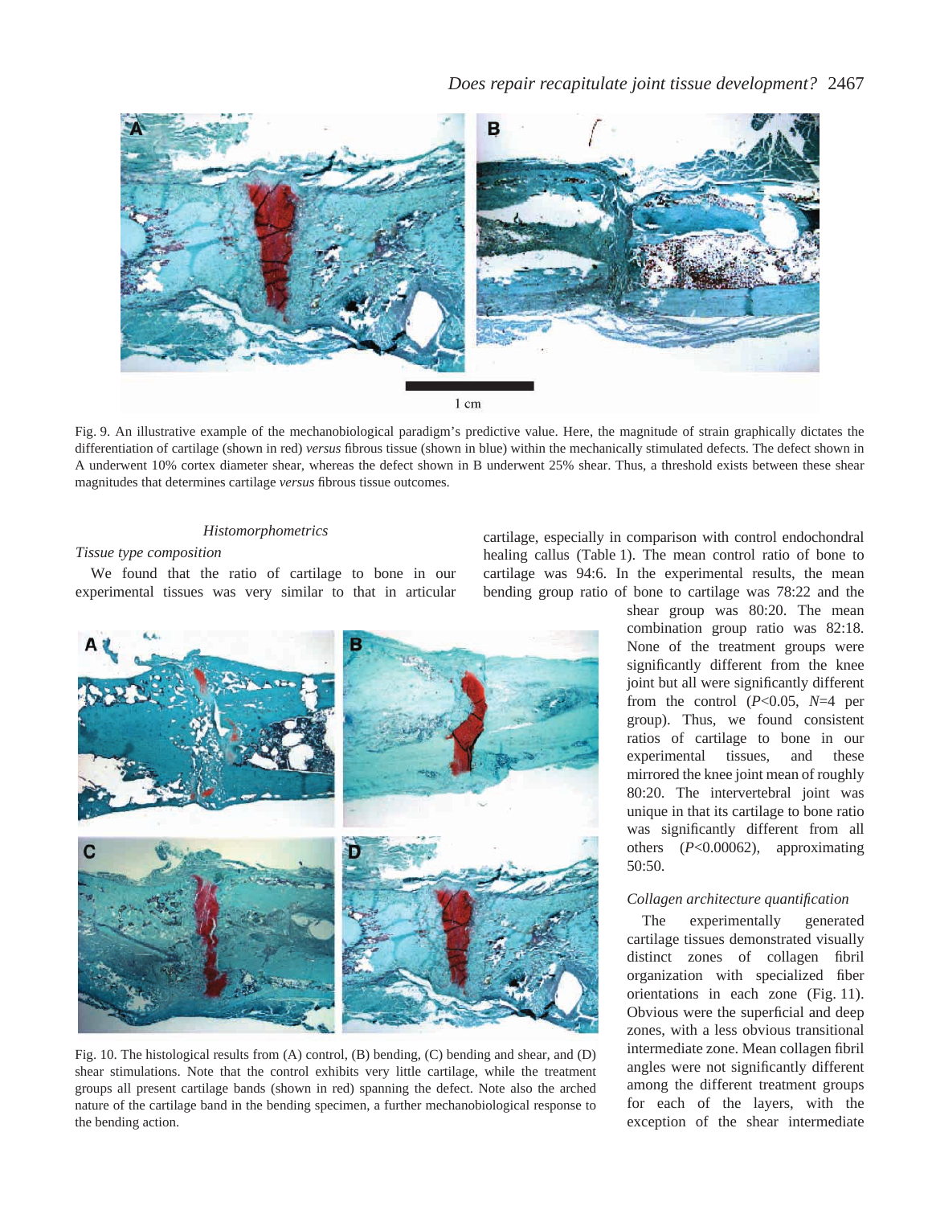Fig. 9. An illustrative example of the mechanobiological paradigm's predictive value. Here, the magnitude of strain graphically dictates the differentiation of cartilage (shown in red) *versus* fibrous tissue (shown in blue) within the mechanically stimulated defects. The defect shown in A underwent 10% cortex diameter shear, whereas the defect shown in B underwent 25% shear. Thus, a threshold exists between these shear magnitudes that determines cartilage *versus* fibrous tissue outcomes.

### *Histomorphometrics*

#### *Tissue type composition*

We found that the ratio of cartilage to bone in our experimental tissues was very similar to that in articular cartilage, especially in comparison with control endochondral healing callus (Table 1). The mean control ratio of bone to cartilage was 94:6. In the experimental results, the mean bending group ratio of bone to cartilage was 78:22 and the shear group was 80:20. The mean combination group ratio was 82:18. None of the treatment groups were significantly different from the knee joint but all were significantly different from the control ($P<0.05$, $N=4$ per group). Thus, we found consistent ratios of cartilage to bone in our experimental tissues, and these mirrored the knee joint mean of roughly 80:20. The intervertebral joint was unique in that its cartilage to bone ratio was significantly different from all others ($P<0.00062$), approximating 50:50.

Fig. 10. The histological results from (A) control, (B) bending, (C) bending and shear, and (D) shear stimulations. Note that the control exhibits very little cartilage, while the treatment groups all present cartilage bands (shown in red) spanning the defect. Note also the arched nature of the cartilage band in the bending specimen, a further mechanobiological response to the bending action.

#### *Collagen architecture quantification*

The experimentally generated cartilage tissues demonstrated visually distinct zones of collagen fibril organization with specialized fiber orientations in each zone (Fig. 11). Obvious were the superficial and deep zones, with a less obvious transitional intermediate zone. Mean collagen fibril angles were not significantly different among the different treatment groups for each of the layers, with the exception of the shear intermediate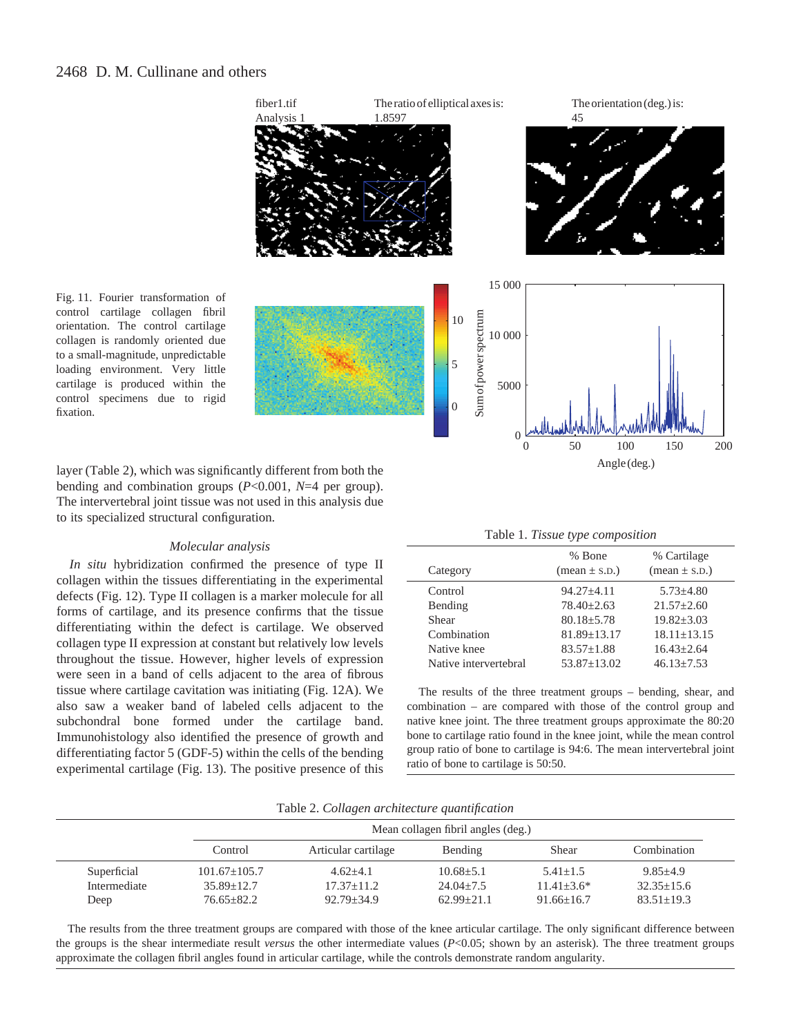Fig. 11. Fourier transformation of control cartilage collagen fibril orientation. The control cartilage collagen is randomly oriented due to a small-magnitude, unpredictable loading environment. Very little cartilage is produced within the control specimens due to rigid fixation.

layer (Table 2), which was significantly different from both the bending and combination groups ($P$<0.001, $N$=4 per group). The intervertebral joint tissue was not used in this analysis due to its specialized structural configuration.

### *Molecular analysis*

*In situ* hybridization confirmed the presence of type II collagen within the tissues differentiating in the experimental defects (Fig. 12). Type II collagen is a marker molecule for all forms of cartilage, and its presence confirms that the tissue differentiating within the defect is cartilage. We observed collagen type II expression at constant but relatively low levels throughout the tissue. However, higher levels of expression were seen in a band of cells adjacent to the area of fibrous tissue where cartilage cavitation was initiating (Fig. 12A). We also saw a weaker band of labeled cells adjacent to the subchondral bone formed under the cartilage band. Immunohistology also identified the presence of growth and differentiating factor 5 (GDF-5) within the cells of the bending experimental cartilage (Fig. 13). The positive presence of this

Table 1. *Tissue type composition*

| Category | % Bone (mean ± S.D.) | % Cartilage (mean ± S.D.) |
|---|---|---|
| Control | 94.27±4.11 | 5.73±4.80 |
| Bending | 78.40±2.63 | 21.57±2.60 |
| Shear | 80.18±5.78 | 19.82±3.03 |
| Combination | 81.89±13.17 | 18.11±13.15 |
| Native knee | 83.57±1.88 | 16.43±2.64 |
| Native intervertebral | 53.87±13.02 | 46.13±7.53 |

The results of the three treatment groups – bending, shear, and combination – are compared with those of the control group and native knee joint. The three treatment groups approximate the 80:20 bone to cartilage ratio found in the knee joint, while the mean control group ratio of bone to cartilage is 94:6. The mean intervertebral joint ratio of bone to cartilage is 50:50.

Table 2. *Collagen architecture quantification*

| | Mean collagen fibril angles (deg.) | | | | |
|---|---|---|---|---|---|
| | Control | Articular cartilage | Bending | Shear | Combination |
| Superficial | 101.67±105.7 | 4.62±4.1 | 10.68±5.1 | 5.41±1.5 | 9.85±4.9 |
| Intermediate | 35.89±12.7 | 17.37±11.2 | 24.04±7.5 | 11.41±3.6* | 32.35±15.6 |
| Deep | 76.65±82.2 | 92.79±34.9 | 62.99±21.1 | 91.66±16.7 | 83.51±19.3 |

The results from the three treatment groups are compared with those of the knee articular cartilage. The only significant difference between the groups is the shear intermediate result *versus* the other intermediate values ($P$<0.05; shown by an asterisk). The three treatment groups approximate the collagen fibril angles found in articular cartilage, while the controls demonstrate random angularity.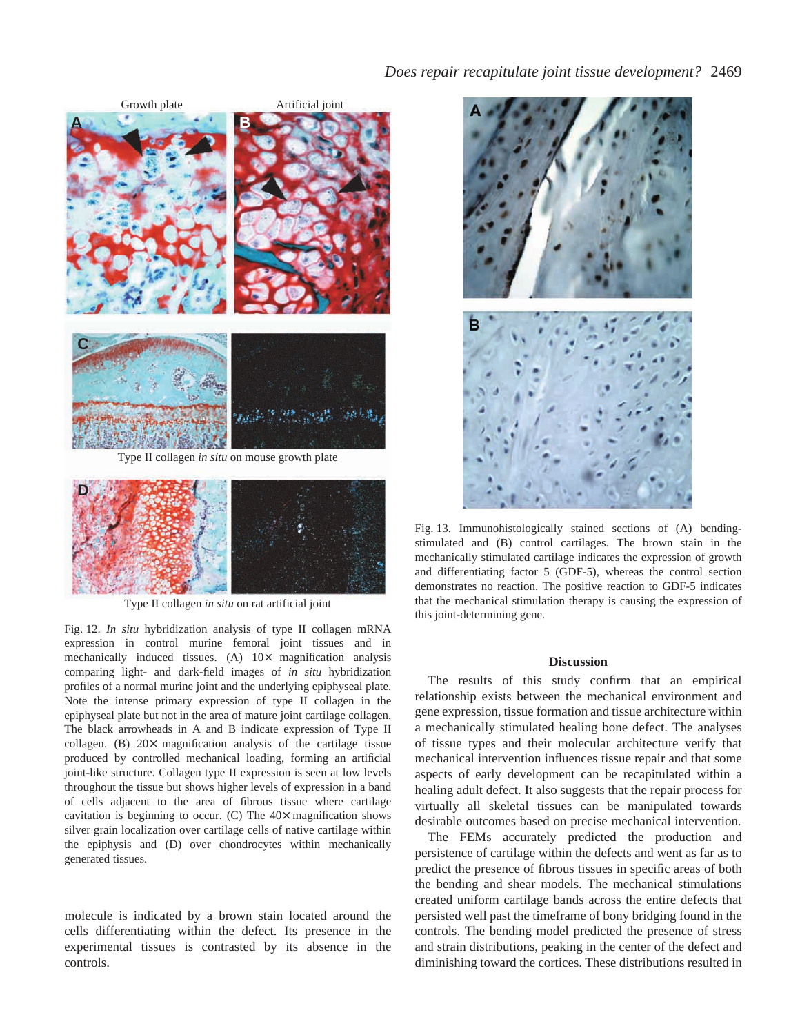Growth plate

Artificial joint

Type II collagen *in situ* on mouse growth plate

Type II collagen *in situ* on rat artificial joint

Fig. 12. *In situ* hybridization analysis of type II collagen mRNA expression in control murine femoral joint tissues and mechanically induced tissues. (A) 10× magnification analysis comparing light- and dark-field images of *in situ* hybridization profiles of a normal murine joint and the underlying epiphyseal plate. Note the intense primary expression of type II collagen in the epiphyseal plate but not in the area of mature joint cartilage collagen. The black arrowheads in A and B indicate expression of Type II collagen. (B) 20× magnification analysis of the cartilage tissue produced by controlled mechanical loading, forming an artificial joint-like structure. Collagen type II expression is seen at low levels throughout the tissue but shows higher levels of expression in a band of cells adjacent to the area of fibrous tissue where cartilage cavitation is beginning to occur. (C) The 40× magnification shows silver grain localization over cartilage cells of native cartilage within the epiphysis and (D) over chondrocytes within mechanically generated tissues.

molecule is indicated by a brown stain located around the cells differentiating within the defect. Its presence in the experimental tissues is contrasted by its absence in the controls.

Fig. 13. Immunohistologically stained sections of (A) bending-stimulated and (B) control cartilages. The brown stain in the mechanically stimulated cartilage indicates the expression of growth and differentiating factor 5 (GDF-5), whereas the control section demonstrates no reaction. The positive reaction to GDF-5 indicates that the mechanical stimulation therapy is causing the expression of this joint-determining gene.

## Discussion

The results of this study confirm that an empirical relationship exists between the mechanical environment and gene expression, tissue formation and tissue architecture within a mechanically stimulated healing bone defect. The analyses of tissue types and their molecular architecture verify that mechanical intervention influences tissue repair and that some aspects of early development can be recapitulated within a healing adult defect. It also suggests that the repair process for virtually all skeletal tissues can be manipulated towards desirable outcomes based on precise mechanical intervention.

The FEMs accurately predicted the production and persistence of cartilage within the defects and went as far as to predict the presence of fibrous tissues in specific areas of both the bending and shear models. The mechanical stimulations created uniform cartilage bands across the entire defects that persisted well past the timeframe of bony bridging found in the controls. The bending model predicted the presence of stress and strain distributions, peaking in the center of the defect and diminishing toward the cortices. These distributions resulted in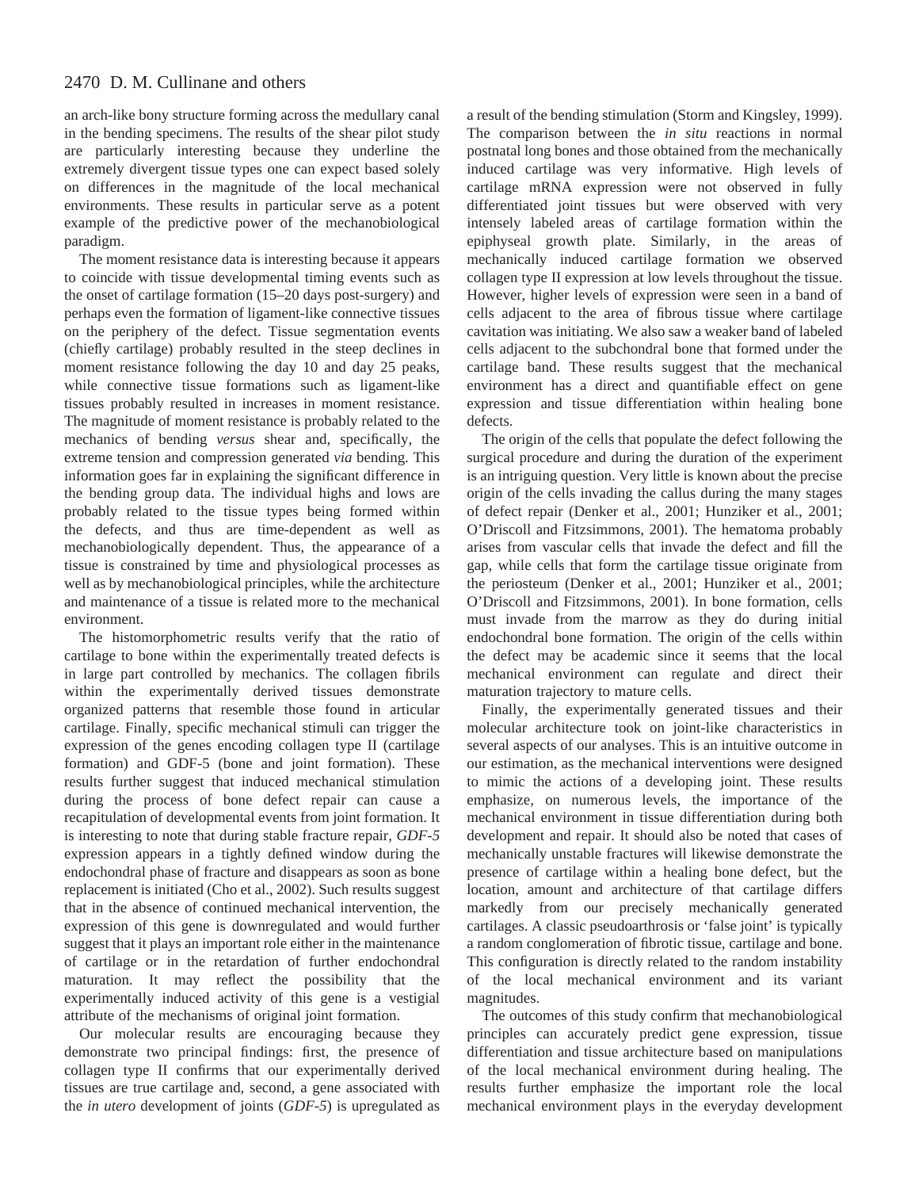an arch-like bony structure forming across the medullary canal in the bending specimens. The results of the shear pilot study are particularly interesting because they underline the extremely divergent tissue types one can expect based solely on differences in the magnitude of the local mechanical environments. These results in particular serve as a potent example of the predictive power of the mechanobiological paradigm.

The moment resistance data is interesting because it appears to coincide with tissue developmental timing events such as the onset of cartilage formation (15–20 days post-surgery) and perhaps even the formation of ligament-like connective tissues on the periphery of the defect. Tissue segmentation events (chiefly cartilage) probably resulted in the steep declines in moment resistance following the day 10 and day 25 peaks, while connective tissue formations such as ligament-like tissues probably resulted in increases in moment resistance. The magnitude of moment resistance is probably related to the mechanics of bending *versus* shear and, specifically, the extreme tension and compression generated *via* bending. This information goes far in explaining the significant difference in the bending group data. The individual highs and lows are probably related to the tissue types being formed within the defects, and thus are time-dependent as well as mechanobiologically dependent. Thus, the appearance of a tissue is constrained by time and physiological processes as well as by mechanobiological principles, while the architecture and maintenance of a tissue is related more to the mechanical environment.

The histomorphometric results verify that the ratio of cartilage to bone within the experimentally treated defects is in large part controlled by mechanics. The collagen fibrils within the experimentally derived tissues demonstrate organized patterns that resemble those found in articular cartilage. Finally, specific mechanical stimuli can trigger the expression of the genes encoding collagen type II (cartilage formation) and GDF-5 (bone and joint formation). These results further suggest that induced mechanical stimulation during the process of bone defect repair can cause a recapitulation of developmental events from joint formation. It is interesting to note that during stable fracture repair, *GDF-5* expression appears in a tightly defined window during the endochondral phase of fracture and disappears as soon as bone replacement is initiated (Cho et al., 2002). Such results suggest that in the absence of continued mechanical intervention, the expression of this gene is downregulated and would further suggest that it plays an important role either in the maintenance of cartilage or in the retardation of further endochondral maturation. It may reflect the possibility that the experimentally induced activity of this gene is a vestigial attribute of the mechanisms of original joint formation.

Our molecular results are encouraging because they demonstrate two principal findings: first, the presence of collagen type II confirms that our experimentally derived tissues are true cartilage and, second, a gene associated with the *in utero* development of joints (*GDF-5*) is upregulated as a result of the bending stimulation (Storm and Kingsley, 1999). The comparison between the *in situ* reactions in normal postnatal long bones and those obtained from the mechanically induced cartilage was very informative. High levels of cartilage mRNA expression were not observed in fully differentiated joint tissues but were observed with very intensely labeled areas of cartilage formation within the epiphyseal growth plate. Similarly, in the areas of mechanically induced cartilage formation we observed collagen type II expression at low levels throughout the tissue. However, higher levels of expression were seen in a band of cells adjacent to the area of fibrous tissue where cartilage cavitation was initiating. We also saw a weaker band of labeled cells adjacent to the subchondral bone that formed under the cartilage band. These results suggest that the mechanical environment has a direct and quantifiable effect on gene expression and tissue differentiation within healing bone defects.

The origin of the cells that populate the defect following the surgical procedure and during the duration of the experiment is an intriguing question. Very little is known about the precise origin of the cells invading the callus during the many stages of defect repair (Denker et al., 2001; Hunziker et al., 2001; O'Driscoll and Fitzsimmons, 2001). The hematoma probably arises from vascular cells that invade the defect and fill the gap, while cells that form the cartilage tissue originate from the periosteum (Denker et al., 2001; Hunziker et al., 2001; O'Driscoll and Fitzsimmons, 2001). In bone formation, cells must invade from the marrow as they do during initial endochondral bone formation. The origin of the cells within the defect may be academic since it seems that the local mechanical environment can regulate and direct their maturation trajectory to mature cells.

Finally, the experimentally generated tissues and their molecular architecture took on joint-like characteristics in several aspects of our analyses. This is an intuitive outcome in our estimation, as the mechanical interventions were designed to mimic the actions of a developing joint. These results emphasize, on numerous levels, the importance of the mechanical environment in tissue differentiation during both development and repair. It should also be noted that cases of mechanically unstable fractures will likewise demonstrate the presence of cartilage within a healing bone defect, but the location, amount and architecture of that cartilage differs markedly from our precisely mechanically generated cartilages. A classic pseudoarthrosis or 'false joint' is typically a random conglomeration of fibrotic tissue, cartilage and bone. This configuration is directly related to the random instability of the local mechanical environment and its variant magnitudes.

The outcomes of this study confirm that mechanobiological principles can accurately predict gene expression, tissue differentiation and tissue architecture based on manipulations of the local mechanical environment during healing. The results further emphasize the important role the local mechanical environment plays in the everyday development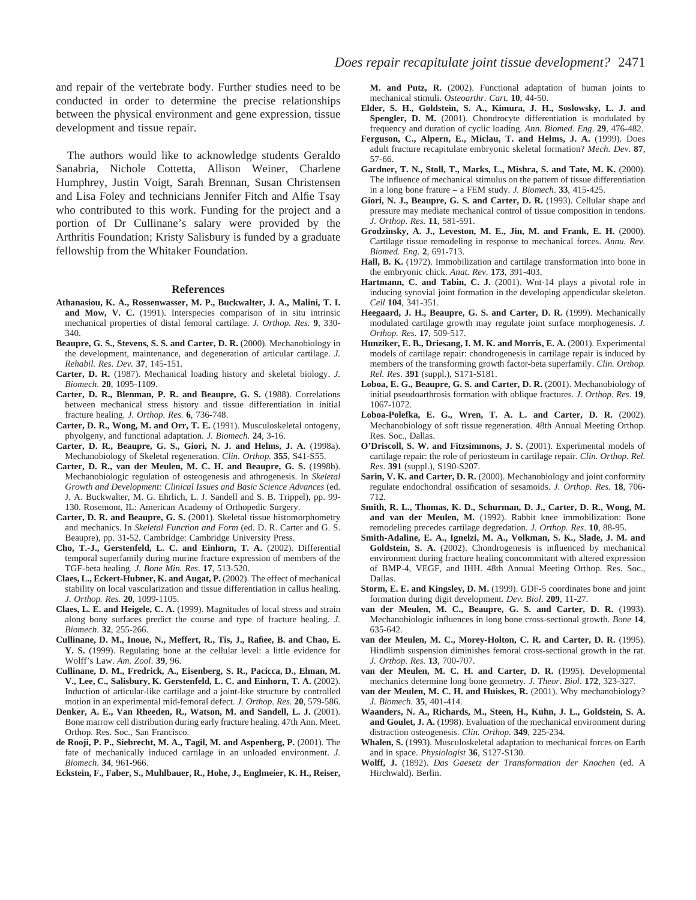and repair of the vertebrate body. Further studies need to be conducted in order to determine the precise relationships between the physical environment and gene expression, tissue development and tissue repair.

The authors would like to acknowledge students Geraldo Sanabria, Nichole Cottetta, Allison Weiner, Charlene Humphrey, Justin Voigt, Sarah Brennan, Susan Christensen and Lisa Foley and technicians Jennifer Fitch and Alfie Tsay who contributed to this work. Funding for the project and a portion of Dr Cullinane's salary were provided by the Arthritis Foundation; Kristy Salisbury is funded by a graduate fellowship from the Whitaker Foundation.

## References

**Athanasiou, K. A., Rossenwasser, M. P., Buckwalter, J. A., Malini, T. I. and Mow, V. C.** (1991). Interspecies comparison of in situ intrinsic mechanical properties of distal femoral cartilage. *J. Orthop. Res.* **9**, 330-340.

**Beaupre, G. S., Stevens, S. S. and Carter, D. R.** (2000). Mechanobiology in the development, maintenance, and degeneration of articular cartilage. *J. Rehabil. Res. Dev.* **37**, 145-151.

**Carter, D. R.** (1987). Mechanical loading history and skeletal biology. *J. Biomech*. **20**, 1095-1109.

**Carter, D. R., Blenman, P. R. and Beaupre, G. S.** (1988). Correlations between mechanical stress history and tissue differentiation in initial fracture healing. *J. Orthop. Res.* **6**, 736-748.

**Carter, D. R., Wong, M. and Orr, T. E.** (1991). Musculoskeletal ontogeny, phyolgeny, and functional adaptation. *J. Biomech.* **24**, 3-16.

**Carter, D. R., Beaupre, G. S., Giori, N. J. and Helms, J. A.** (1998a). Mechanobiology of Skeletal regeneration. *Clin. Orthop.* **355**, S41-S55.

**Carter, D. R., van der Meulen, M. C. H. and Beaupre, G. S.** (1998b). Mechanobiologic regulation of osteogenesis and athrogenesis. In *Skeletal Growth and Development: Clinical Issues and Basic Science Advances* (ed. J. A. Buckwalter, M. G. Ehrlich, L. J. Sandell and S. B. Trippel), pp. 99-130. Rosemont, IL: American Academy of Orthopedic Surgery.

**Carter, D. R. and Beaupre, G. S.** (2001). Skeletal tissue histomorphometry and mechanics. In *Skeletal Function and Form* (ed. D. R. Carter and G. S. Beaupre), pp. 31-52. Cambridge: Cambridge University Press.

**Cho, T.-J., Gerstenfeld, L. C. and Einhorn, T. A.** (2002). Differential temporal superfamily during murine fracture expression of members of the TGF-beta healing. *J. Bone Min. Res*. **17**, 513-520.

**Claes, L., Eckert-Hubner, K. and Augat, P.** (2002). The effect of mechanical stability on local vascularization and tissue differentiation in callus healing. *J. Orthop. Res.* **20**, 1099-1105.

**Claes, L. E. and Heigele, C. A.** (1999). Magnitudes of local stress and strain along bony surfaces predict the course and type of fracture healing. *J. Biomech*. **32**, 255-266.

**Cullinane, D. M., Inoue, N., Meffert, R., Tis, J., Rafiee, B. and Chao, E. Y. S.** (1999). Regulating bone at the cellular level: a little evidence for Wolff's Law. *Am. Zool*. **39**, 96.

**Cullinane, D. M., Fredrick, A., Eisenberg, S. R., Pacicca, D., Elman, M. V., Lee, C., Salisbury, K. Gerstenfeld, L. C. and Einhorn, T. A.** (2002). Induction of articular-like cartilage and a joint-like structure by controlled motion in an experimental mid-femoral defect. *J. Orthop. Res*. **20**, 579-586.

**Denker, A. E., Van Rheeden, R., Watson, M. and Sandell, L. J.** (2001). Bone marrow cell distribution during early fracture healing. 47th Ann. Meet. Orthop. Res. Soc., San Francisco.

**de Rooji, P. P., Siebrecht, M. A., Tagil, M. and Aspenberg, P.** (2001). The fate of mechanically induced cartilage in an unloaded environment. *J. Biomech*. **34**, 961-966.

**Eckstein, F., Faber, S., Muhlbauer, R., Hohe, J., Englmeier, K. H., Reiser, M. and Putz, R.** (2002). Functional adaptation of human joints to mechanical stimuli. *Osteoarthr. Cart.* **10**, 44-50.

**Elder, S. H., Goldstein, S. A., Kimura, J. H., Soslowsky, L. J. and Spengler, D. M.** (2001). Chondrocyte differentiation is modulated by frequency and duration of cyclic loading. *Ann. Biomed. Eng*. **29**, 476-482.

**Ferguson, C., Alpern, E., Miclau, T. and Helms, J. A.** (1999). Does adult fracture recapitulate embryonic skeletal formation? *Mech. Dev*. **87**, 57-66.

**Gardner, T. N., Stoll, T., Marks, L., Mishra, S. and Tate, M. K.** (2000). The influence of mechanical stimulus on the pattern of tissue differentiation in a long bone frature – a FEM study. *J. Biomech*. **33**, 415-425.

**Giori, N. J., Beaupre, G. S. and Carter, D. R.** (1993). Cellular shape and pressure may mediate mechanical control of tissue composition in tendons. *J. Orthop. Res.* **11**, 581-591.

**Grodzinsky, A. J., Leveston, M. E., Jin, M. and Frank, E. H.** (2000). Cartilage tissue remodeling in response to mechanical forces. *Annu. Rev. Biomed. Eng*. **2**, 691-713.

**Hall, B. K.** (1972). Immobilization and cartilage transformation into bone in the embryonic chick. *Anat. Rev*. **173**, 391-403.

**Hartmann, C. and Tabin, C. J.** (2001). Wnt-14 plays a pivotal role in inducing synovial joint formation in the developing appendicular skeleton. *Cell* **104**, 341-351.

**Heegaard, J. H., Beaupre, G. S. and Carter, D. R.** (1999). Mechanically modulated cartilage growth may regulate joint surface morphogenesis. *J. Orthop. Res.* **17**, 509-517.

**Hunziker, E. B., Driesang, I. M. K. and Morris, E. A.** (2001). Experimental models of cartilage repair: chondrogenesis in cartilage repair is induced by members of the transforming growth factor-beta superfamily. *Clin. Orthop. Rel. Res*. **391** (suppl.), S171-S181.

**Loboa, E. G., Beaupre, G. S. and Carter, D. R.** (2001). Mechanobiology of initial pseudoarthrosis formation with oblique fractures. *J. Orthop. Res*. **19**, 1067-1072.

**Loboa-Polefka, E. G., Wren, T. A. L. and Carter, D. R.** (2002). Mechanobiology of soft tissue regeneration. 48th Annual Meeting Orthop. Res. Soc., Dallas.

**O'Driscoll, S. W. and Fitzsimmons, J. S.** (2001). Experimental models of cartilage repair: the role of periosteum in cartilage repair. *Clin. Orthop. Rel. Res*. **391** (suppl.), S190-S207.

**Sarin, V. K. and Carter, D. R.** (2000). Mechanobiology and joint conformity regulate endochondral ossification of sesamoids. *J. Orthop. Res.* **18**, 706-712.

**Smith, R. L., Thomas, K. D., Schurman, D. J., Carter, D. R., Wong, M. and van der Meulen, M.** (1992). Rabbit knee immobilization: Bone remodeling precedes cartilage degredation. *J. Orthop. Res*. **10**, 88-95.

**Smith-Adaline, E. A., Ignelzi, M. A., Volkman, S. K., Slade, J. M. and Goldstein, S. A.** (2002). Chondrogenesis is influenced by mechanical environment during fracture healing concommitant with altered expression of BMP-4, VEGF, and IHH. 48th Annual Meeting Orthop. Res. Soc., Dallas.

**Storm, E. E. and Kingsley, D. M.** (1999). GDF-5 coordinates bone and joint formation during digit development. *Dev. Biol.* **209**, 11-27.

**van der Meulen, M. C., Beaupre, G. S. and Carter, D. R.** (1993). Mechanobiologic influences in long bone cross-sectional growth. *Bone* **14**, 635-642.

**van der Meulen, M. C., Morey-Holton, C. R. and Carter, D. R.** (1995). Hindlimb suspension diminishes femoral cross-sectional growth in the rat. *J. Orthop. Res.* **13**, 700-707.

**van der Meulen, M. C. H. and Carter, D. R.** (1995). Developmental mechanics determine long bone geometry. *J. Theor. Biol*. **172**, 323-327.

**van der Meulen, M. C. H. and Huiskes, R.** (2001). Why mechanobiology? *J. Biomech.* **35**, 401-414.

**Waanders, N. A., Richards, M., Steen, H., Kuhn, J. L., Goldstein, S. A. and Goulet, J. A.** (1998). Evaluation of the mechanical environment during distraction osteogenesis. *Clin. Orthop*. **349**, 225-234.

**Whalen, S.** (1993). Musculoskeletal adaptation to mechanical forces on Earth and in space. *Physiologist* **36**, S127-S130.

**Wolff, J.** (1892). *Das Gaesetz der Transformation der Knochen* (ed. A Hirchwald). Berlin.